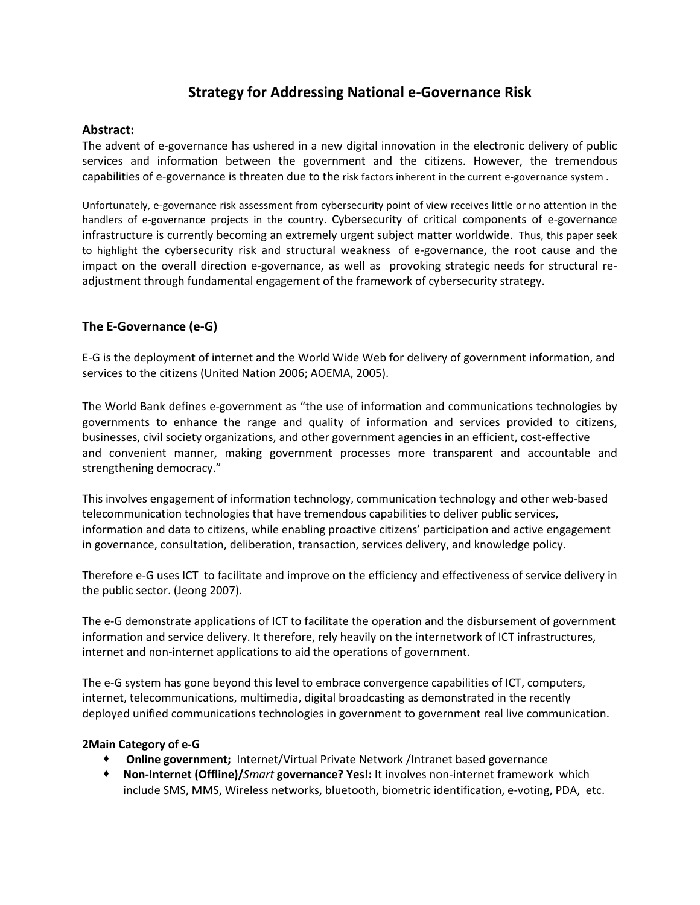# Strategy for Addressing National e-Governance Risk

## Abstract:

The advent of e-governance has ushered in a new digital innovation in the electronic delivery of public services and information between the government and the citizens. However, the tremendous capabilities of e-governance is threaten due to the risk factors inherent in the current e-governance system .

Unfortunately, e-governance risk assessment from cybersecurity point of view receives little or no attention in the handlers of e-governance projects in the country. Cybersecurity of critical components of e-governance infrastructure is currently becoming an extremely urgent subject matter worldwide. Thus, this paper seek to highlight the cybersecurity risk and structural weakness of e-governance, the root cause and the impact on the overall direction e-governance, as well as provoking strategic needs for structural re-adjustment through fundamental engagement of the framework of cybersecurity strategy.

## The E-Governance (e-G)

E-G is the deployment of internet and the World Wide Web for delivery of government information, and services to the citizens (United Nation 2006; AOEMA, 2005).

The World Bank defines e-government as "the use of information and communications technologies by governments to enhance the range and quality of information and services provided to citizens, businesses, civil society organizations, and other government agencies in an efficient, cost-effective and convenient manner, making government processes more transparent and accountable and strengthening democracy."

This involves engagement of information technology, communication technology and other web-based telecommunication technologies that have tremendous capabilities to deliver public services, information and data to citizens, while enabling proactive citizens' participation and active engagement in governance, consultation, deliberation, transaction, services delivery, and knowledge policy.

Therefore e-G uses ICT to facilitate and improve on the efficiency and effectiveness of service delivery in the public sector. (Jeong 2007).

The e-G demonstrate applications of ICT to facilitate the operation and the disbursement of government information and service delivery. It therefore, rely heavily on the internetwork of ICT infrastructures, internet and non-internet applications to aid the operations of government.

The e-G system has gone beyond this level to embrace convergence capabilities of ICT, computers, internet, telecommunications, multimedia, digital broadcasting as demonstrated in the recently deployed unified communications technologies in government to government real live communication.

### 2Main Category of e-G

- **Online government;** Internet/Virtual Private Network /Intranet based governance
- **Non-Internet (Offline)/*Smart* governance? Yes!:** It involves non-internet framework which include SMS, MMS, Wireless networks, bluetooth, biometric identification, e-voting, PDA, etc.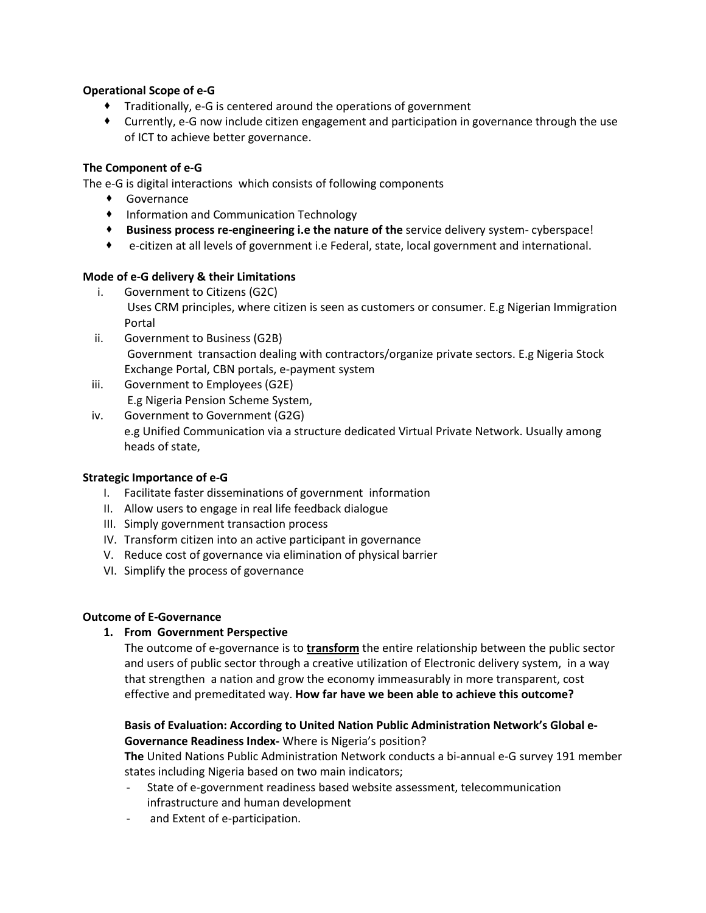**Operational Scope of e-G**

- Traditionally, e-G is centered around the operations of government
- Currently, e-G now include citizen engagement and participation in governance through the use of ICT to achieve better governance.

**The Component of e-G**

The e-G is digital interactions which consists of following components

- Governance
- Information and Communication Technology
- **Business process re-engineering i.e the nature of the** service delivery system- cyberspace!
- e-citizen at all levels of government i.e Federal, state, local government and international.

**Mode of e-G delivery & their Limitations**

i. Government to Citizens (G2C)
   Uses CRM principles, where citizen is seen as customers or consumer. E.g Nigerian Immigration Portal
ii. Government to Business (G2B)
   Government transaction dealing with contractors/organize private sectors. E.g Nigeria Stock Exchange Portal, CBN portals, e-payment system
iii. Government to Employees (G2E)
   E.g Nigeria Pension Scheme System,
iv. Government to Government (G2G)
   e.g Unified Communication via a structure dedicated Virtual Private Network. Usually among heads of state,

**Strategic Importance of e-G**

I. Facilitate faster disseminations of government information
II. Allow users to engage in real life feedback dialogue
III. Simply government transaction process
IV. Transform citizen into an active participant in governance
V. Reduce cost of governance via elimination of physical barrier
VI. Simplify the process of governance

**Outcome of E-Governance**

1. **From Government Perspective**
   The outcome of e-governance is to **<u>transform</u>** the entire relationship between the public sector and users of public sector through a creative utilization of Electronic delivery system, in a way that strengthen a nation and grow the economy immeasurably in more transparent, cost effective and premeditated way. **How far have we been able to achieve this outcome?**

   **Basis of Evaluation: According to United Nation Public Administration Network's Global e-Governance Readiness Index-** Where is Nigeria's position?
   **The** United Nations Public Administration Network conducts a bi-annual e-G survey 191 member states including Nigeria based on two main indicators;
   - State of e-government readiness based website assessment, telecommunication infrastructure and human development
   - and Extent of e-participation.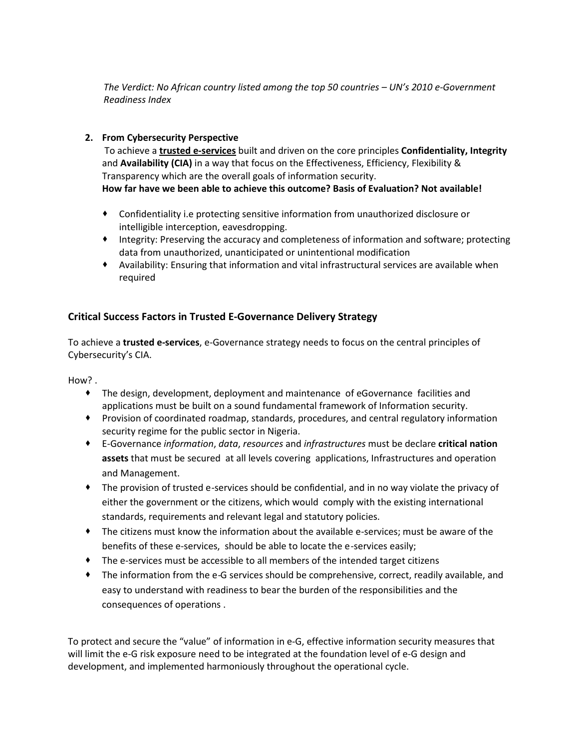*The Verdict: No African country listed among the top 50 countries – UN's 2010 e-Government Readiness Index*

2. **From Cybersecurity Perspective**

   To achieve a **<u>trusted e-services</u>** built and driven on the core principles **Confidentiality, Integrity** and **Availability (CIA)** in a way that focus on the Effectiveness, Efficiency, Flexibility & Transparency which are the overall goals of information security.

   **How far have we been able to achieve this outcome? Basis of Evaluation? Not available!**

   - Confidentiality i.e protecting sensitive information from unauthorized disclosure or intelligible interception, eavesdropping.
   - Integrity: Preserving the accuracy and completeness of information and software; protecting data from unauthorized, unanticipated or unintentional modification
   - Availability: Ensuring that information and vital infrastructural services are available when required

### Critical Success Factors in Trusted E-Governance Delivery Strategy

To achieve a **trusted e-services**, e-Governance strategy needs to focus on the central principles of Cybersecurity's CIA.

How? .

- The design, development, deployment and maintenance of eGovernance facilities and applications must be built on a sound fundamental framework of Information security.
- Provision of coordinated roadmap, standards, procedures, and central regulatory information security regime for the public sector in Nigeria.
- E-Governance *information*, *data*, *resources* and *infrastructures* must be declare **critical nation assets** that must be secured at all levels covering applications, Infrastructures and operation and Management.
- The provision of trusted e-services should be confidential, and in no way violate the privacy of either the government or the citizens, which would comply with the existing international standards, requirements and relevant legal and statutory policies.
- The citizens must know the information about the available e-services; must be aware of the benefits of these e-services, should be able to locate the e-services easily;
- The e-services must be accessible to all members of the intended target citizens
- The information from the e-G services should be comprehensive, correct, readily available, and easy to understand with readiness to bear the burden of the responsibilities and the consequences of operations .

To protect and secure the "value" of information in e-G, effective information security measures that will limit the e-G risk exposure need to be integrated at the foundation level of e-G design and development, and implemented harmoniously throughout the operational cycle.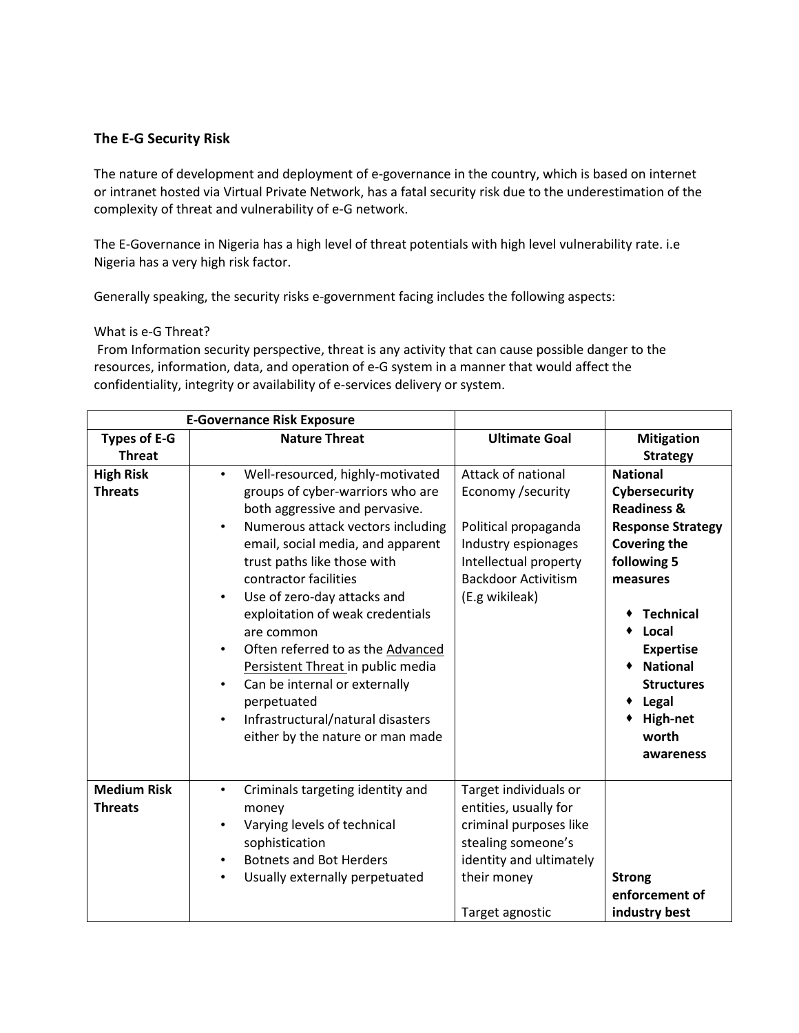### The E-G Security Risk

The nature of development and deployment of e-governance in the country, which is based on internet or intranet hosted via Virtual Private Network, has a fatal security risk due to the underestimation of the complexity of threat and vulnerability of e-G network.

The E-Governance in Nigeria has a high level of threat potentials with high level vulnerability rate. i.e Nigeria has a very high risk factor.

Generally speaking, the security risks e-government facing includes the following aspects:

What is e-G Threat?
From Information security perspective, threat is any activity that can cause possible danger to the resources, information, data, and operation of e-G system in a manner that would affect the confidentiality, integrity or availability of e-services delivery or system.

| E-Governance Risk Exposure | | | |
|---|---|---|---|
| **Types of E-G Threat** | **Nature Threat** | **Ultimate Goal** | **Mitigation Strategy** |
| **High Risk Threats** | • Well-resourced, highly-motivated groups of cyber-warriors who are both aggressive and pervasive.<br>• Numerous attack vectors including email, social media, and apparent trust paths like those with contractor facilities<br>• Use of zero-day attacks and exploitation of weak credentials are common<br>• Often referred to as the Advanced Persistent Threat in public media<br>• Can be internal or externally perpetuated<br>• Infrastructural/natural disasters either by the nature or man made | Attack of national Economy /security<br><br>Political propaganda<br>Industry espionages<br>Intellectual property<br>Backdoor Activitism (E.g wikileak) | **National Cybersecurity Readiness & Response Strategy Covering the following 5 measures**<br><br>♦ **Technical**<br>♦ **Local Expertise**<br>♦ **National Structures**<br>♦ **Legal**<br>♦ **High-net worth awareness** |
| **Medium Risk Threats** | • Criminals targeting identity and money<br>• Varying levels of technical sophistication<br>• Botnets and Bot Herders<br>• Usually externally perpetuated | Target individuals or entities, usually for criminal purposes like stealing someone's identity and ultimately their money<br><br>Target agnostic | **Strong enforcement of industry best** |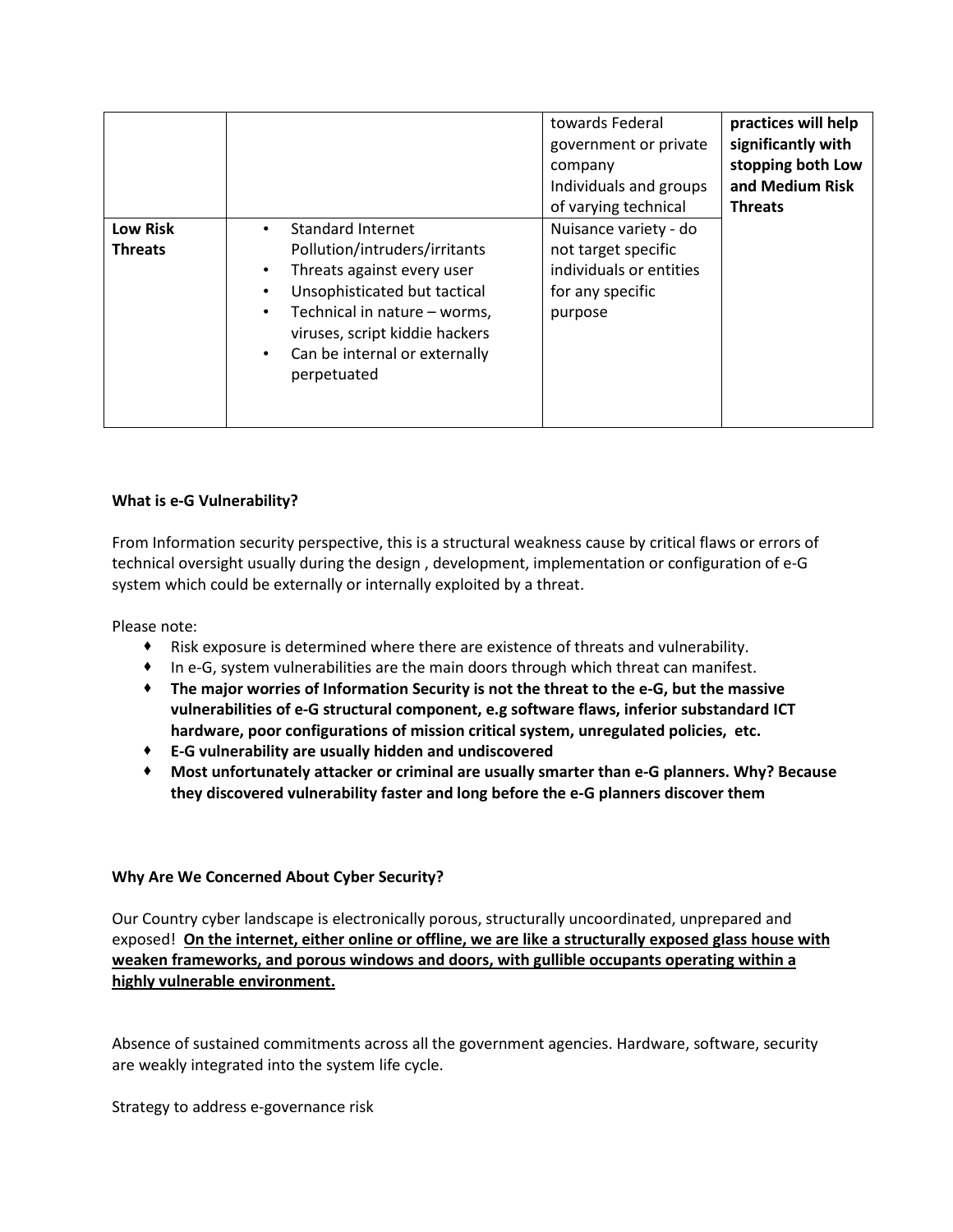| | | | |
|---|---|---|---|
| | | towards Federal government or private company Individuals and groups of varying technical | **practices will help significantly with stopping both Low and Medium Risk Threats** |
| **Low Risk Threats** | • Standard Internet Pollution/intruders/irritants<br>• Threats against every user<br>• Unsophisticated but tactical<br>• Technical in nature – worms, viruses, script kiddie hackers<br>• Can be internal or externally perpetuated | Nuisance variety - do not target specific individuals or entities for any specific purpose | |

**What is e-G Vulnerability?**

From Information security perspective, this is a structural weakness cause by critical flaws or errors of technical oversight usually during the design , development, implementation or configuration of e-G system which could be externally or internally exploited by a threat.

Please note:

- Risk exposure is determined where there are existence of threats and vulnerability.
- In e-G, system vulnerabilities are the main doors through which threat can manifest.
- **The major worries of Information Security is not the threat to the e-G, but the massive vulnerabilities of e-G structural component, e.g software flaws, inferior substandard ICT hardware, poor configurations of mission critical system, unregulated policies, etc.**
- **E-G vulnerability are usually hidden and undiscovered**
- **Most unfortunately attacker or criminal are usually smarter than e-G planners. Why? Because they discovered vulnerability faster and long before the e-G planners discover them**

**Why Are We Concerned About Cyber Security?**

Our Country cyber landscape is electronically porous, structurally uncoordinated, unprepared and exposed! <u>**On the internet, either online or offline, we are like a structurally exposed glass house with weaken frameworks, and porous windows and doors, with gullible occupants operating within a highly vulnerable environment.**</u>

Absence of sustained commitments across all the government agencies. Hardware, software, security are weakly integrated into the system life cycle.

Strategy to address e-governance risk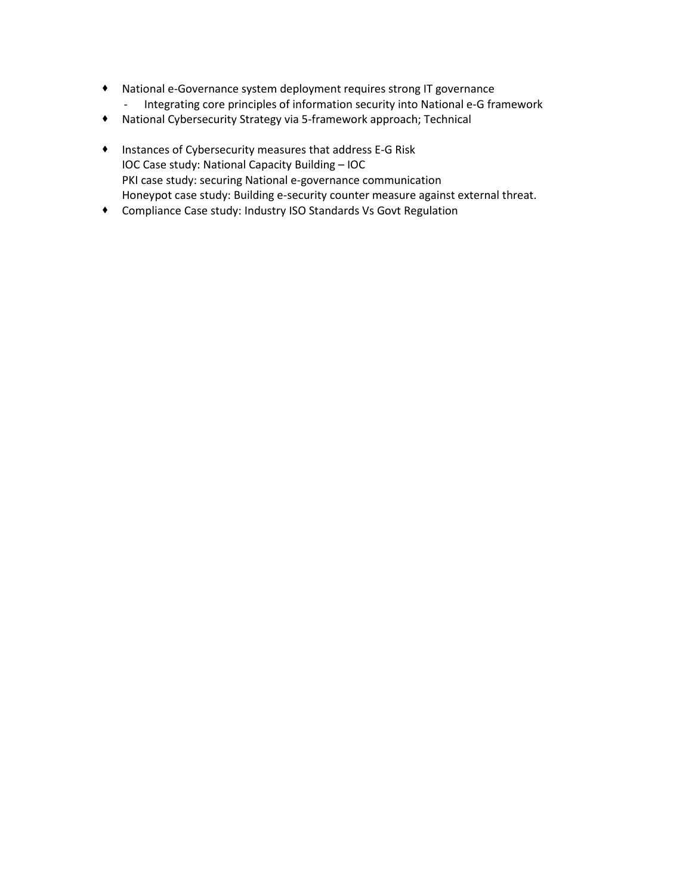- National e-Governance system deployment requires strong IT governance
    - Integrating core principles of information security into National e-G framework
- National Cybersecurity Strategy via 5-framework approach; Technical

- Instances of Cybersecurity measures that address E-G Risk
  IOC Case study: National Capacity Building – IOC
  PKI case study: securing National e-governance communication
  Honeypot case study: Building e-security counter measure against external threat.
- Compliance Case study: Industry ISO Standards Vs Govt Regulation